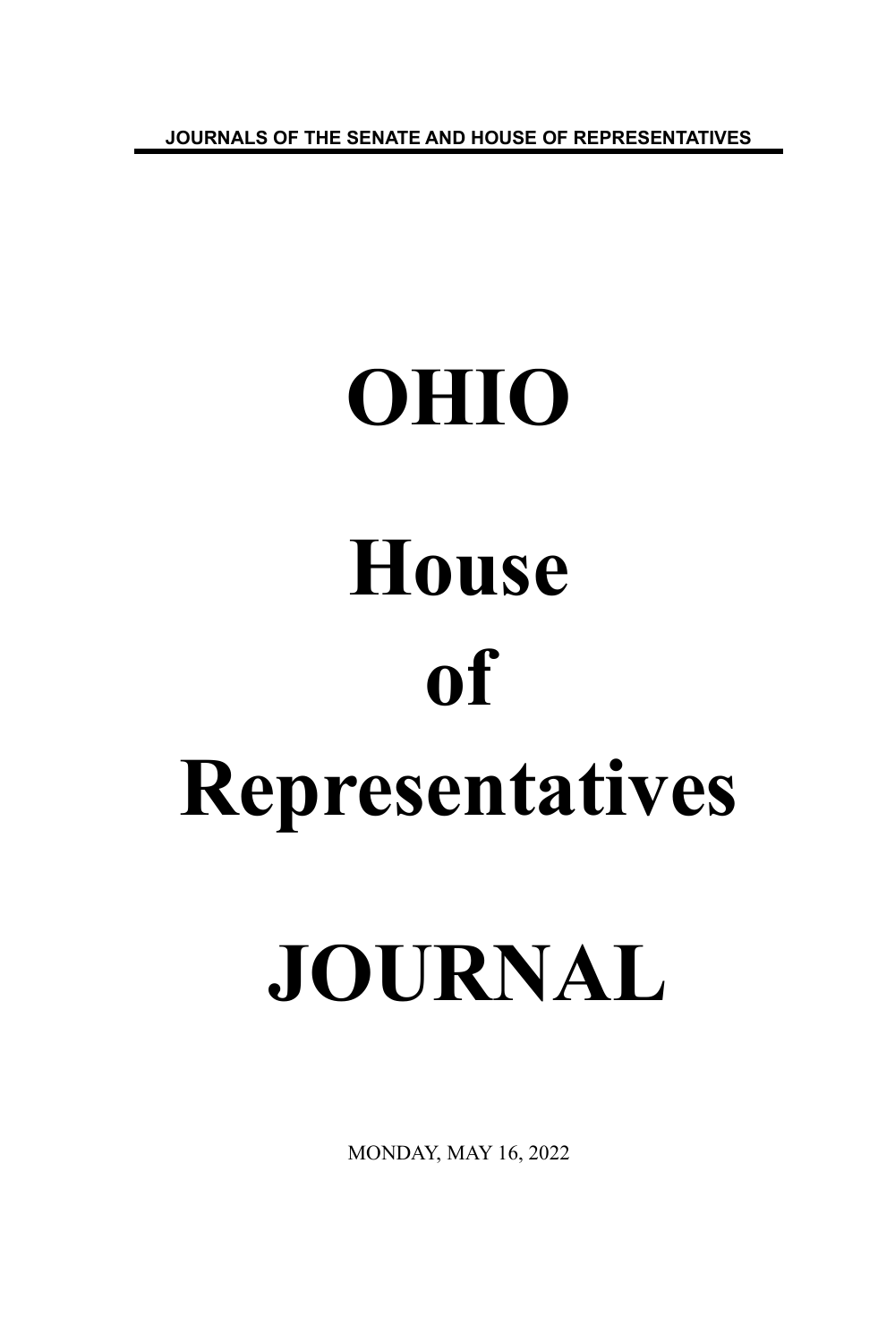JOURNALS OF THE SENATE AND HOUSE OF REPRESENTATIVES

# OHIO

# House

# of

# Representatives

# JOURNAL

MONDAY, MAY 16, 2022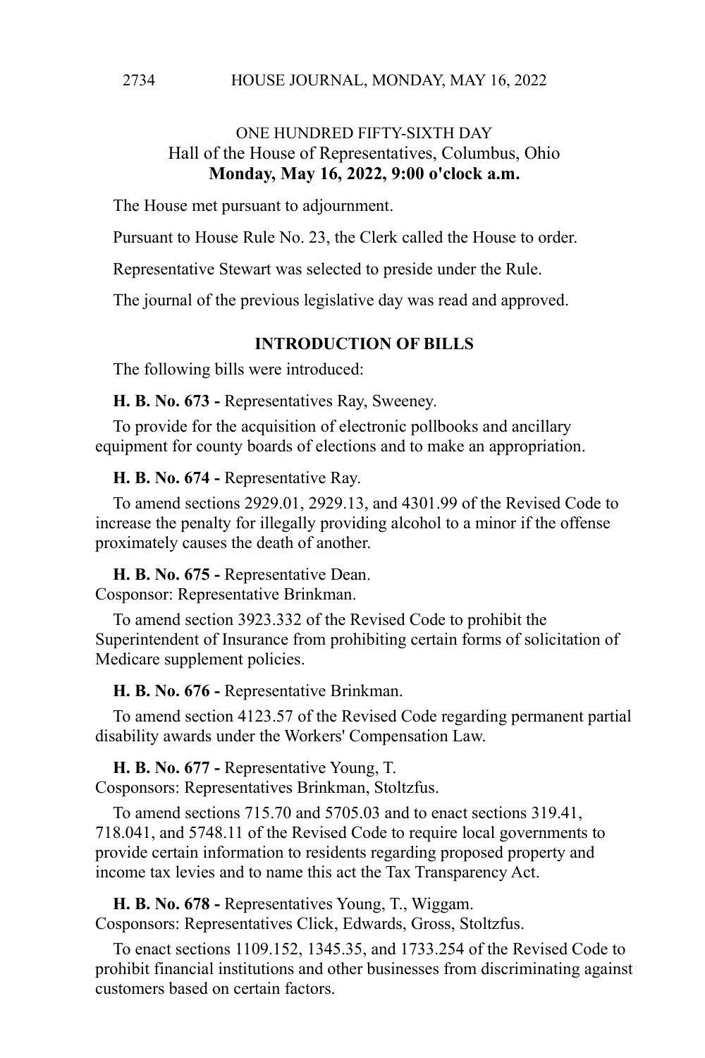## ONE HUNDRED FIFTY-SIXTH DAY
### Hall of the House of Representatives, Columbus, Ohio
### **Monday, May 16, 2022, 9:00 o'clock a.m.**

The House met pursuant to adjournment.

Pursuant to House Rule No. 23, the Clerk called the House to order.

Representative Stewart was selected to preside under the Rule.

The journal of the previous legislative day was read and approved.

### **INTRODUCTION OF BILLS**

The following bills were introduced:

**H. B. No. 673 -** Representatives Ray, Sweeney.

To provide for the acquisition of electronic pollbooks and ancillary equipment for county boards of elections and to make an appropriation.

**H. B. No. 674 -** Representative Ray.

To amend sections 2929.01, 2929.13, and 4301.99 of the Revised Code to increase the penalty for illegally providing alcohol to a minor if the offense proximately causes the death of another.

**H. B. No. 675 -** Representative Dean.
Cosponsor: Representative Brinkman.

To amend section 3923.332 of the Revised Code to prohibit the Superintendent of Insurance from prohibiting certain forms of solicitation of Medicare supplement policies.

**H. B. No. 676 -** Representative Brinkman.

To amend section 4123.57 of the Revised Code regarding permanent partial disability awards under the Workers' Compensation Law.

**H. B. No. 677 -** Representative Young, T.
Cosponsors: Representatives Brinkman, Stoltzfus.

To amend sections 715.70 and 5705.03 and to enact sections 319.41, 718.041, and 5748.11 of the Revised Code to require local governments to provide certain information to residents regarding proposed property and income tax levies and to name this act the Tax Transparency Act.

**H. B. No. 678 -** Representatives Young, T., Wiggam.
Cosponsors: Representatives Click, Edwards, Gross, Stoltzfus.

To enact sections 1109.152, 1345.35, and 1733.254 of the Revised Code to prohibit financial institutions and other businesses from discriminating against customers based on certain factors.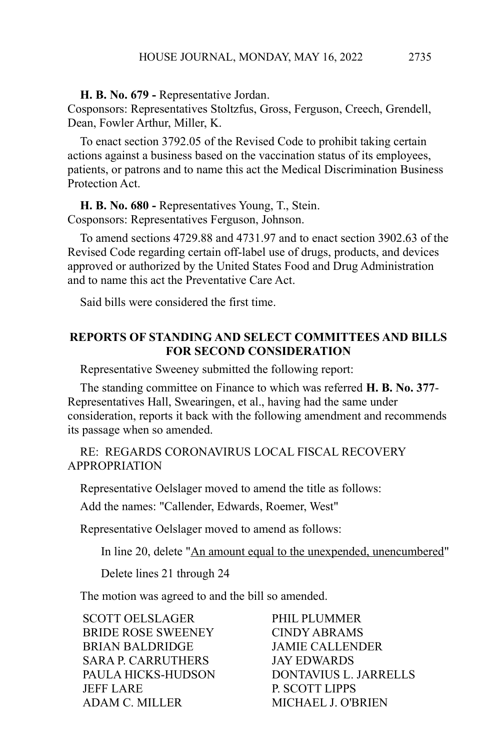**H. B. No. 679 -** Representative Jordan.
Cosponsors: Representatives Stoltzfus, Gross, Ferguson, Creech, Grendell, Dean, Fowler Arthur, Miller, K.

To enact section 3792.05 of the Revised Code to prohibit taking certain actions against a business based on the vaccination status of its employees, patients, or patrons and to name this act the Medical Discrimination Business Protection Act.

**H. B. No. 680 -** Representatives Young, T., Stein.
Cosponsors: Representatives Ferguson, Johnson.

To amend sections 4729.88 and 4731.97 and to enact section 3902.63 of the Revised Code regarding certain off-label use of drugs, products, and devices approved or authorized by the United States Food and Drug Administration and to name this act the Preventative Care Act.

Said bills were considered the first time.

## REPORTS OF STANDING AND SELECT COMMITTEES AND BILLS FOR SECOND CONSIDERATION

Representative Sweeney submitted the following report:

The standing committee on Finance to which was referred **H. B. No. 377**-Representatives Hall, Swearingen, et al., having had the same under consideration, reports it back with the following amendment and recommends its passage when so amended.

RE: REGARDS CORONAVIRUS LOCAL FISCAL RECOVERY APPROPRIATION

Representative Oelslager moved to amend the title as follows:

Add the names: "Callender, Edwards, Roemer, West"

Representative Oelslager moved to amend as follows:

In line 20, delete "<u>An amount equal to the unexpended, unencumbered</u>"

Delete lines 21 through 24

The motion was agreed to and the bill so amended.

SCOTT OELSLAGER
PHIL PLUMMER
BRIDE ROSE SWEENEY
CINDY ABRAMS
BRIAN BALDRIDGE
JAMIE CALLENDER
SARA P. CARRUTHERS
JAY EDWARDS
PAULA HICKS-HUDSON
DONTAVIUS L. JARRELLS
JEFF LARE
P. SCOTT LIPPS
ADAM C. MILLER
MICHAEL J. O'BRIEN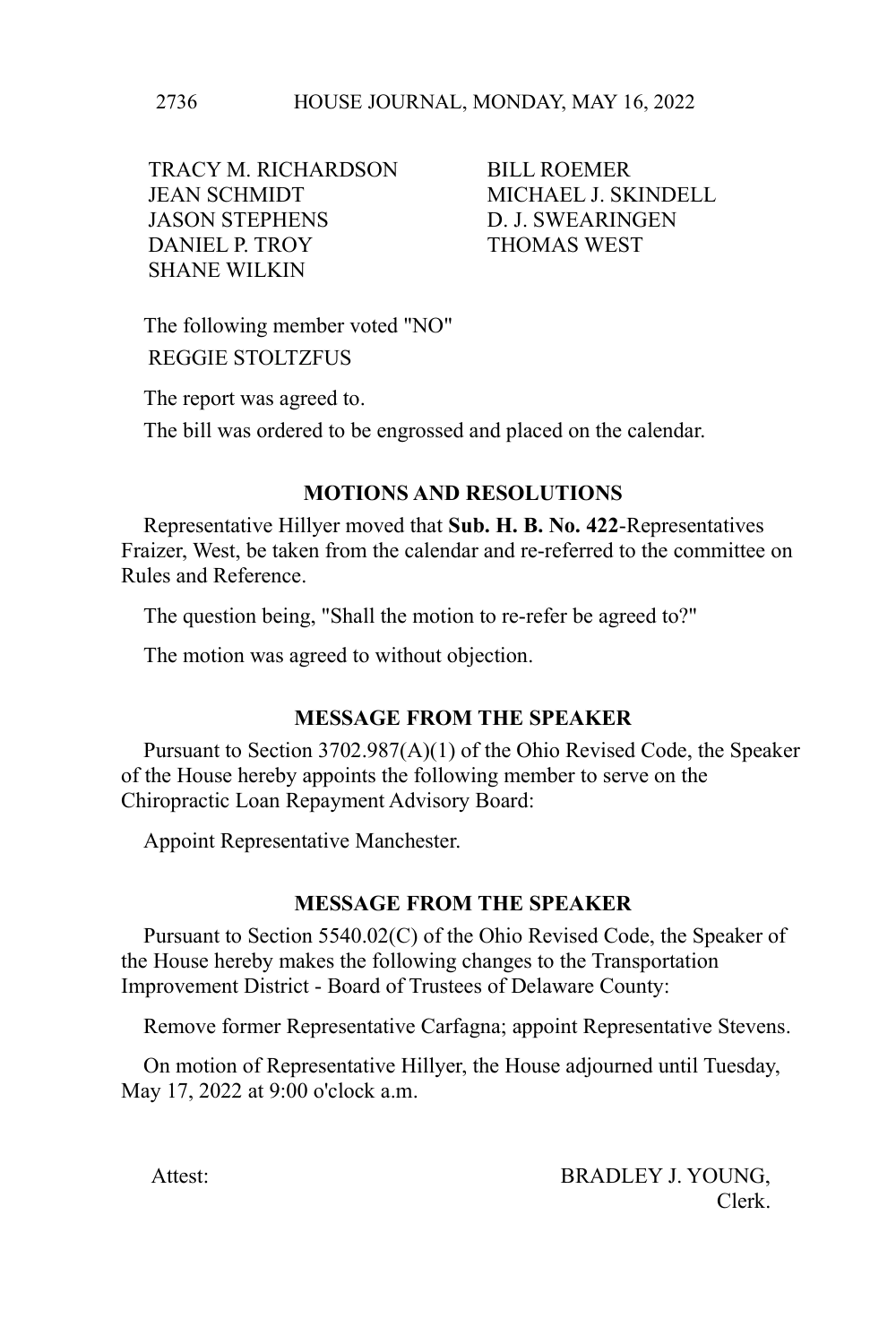TRACY M. RICHARDSON
BILL ROEMER
JEAN SCHMIDT
MICHAEL J. SKINDELL
JASON STEPHENS
D. J. SWEARINGEN
DANIEL P. TROY
THOMAS WEST
SHANE WILKIN

The following member voted "NO"

REGGIE STOLTZFUS

The report was agreed to.

The bill was ordered to be engrossed and placed on the calendar.

## MOTIONS AND RESOLUTIONS

Representative Hillyer moved that **Sub. H. B. No. 422**-Representatives Fraizer, West, be taken from the calendar and re-referred to the committee on Rules and Reference.

The question being, "Shall the motion to re-refer be agreed to?"

The motion was agreed to without objection.

## MESSAGE FROM THE SPEAKER

Pursuant to Section 3702.987(A)(1) of the Ohio Revised Code, the Speaker of the House hereby appoints the following member to serve on the Chiropractic Loan Repayment Advisory Board:

Appoint Representative Manchester.

## MESSAGE FROM THE SPEAKER

Pursuant to Section 5540.02(C) of the Ohio Revised Code, the Speaker of the House hereby makes the following changes to the Transportation Improvement District - Board of Trustees of Delaware County:

Remove former Representative Carfagna; appoint Representative Stevens.

On motion of Representative Hillyer, the House adjourned until Tuesday, May 17, 2022 at 9:00 o'clock a.m.

Attest: BRADLEY J. YOUNG,
Clerk.